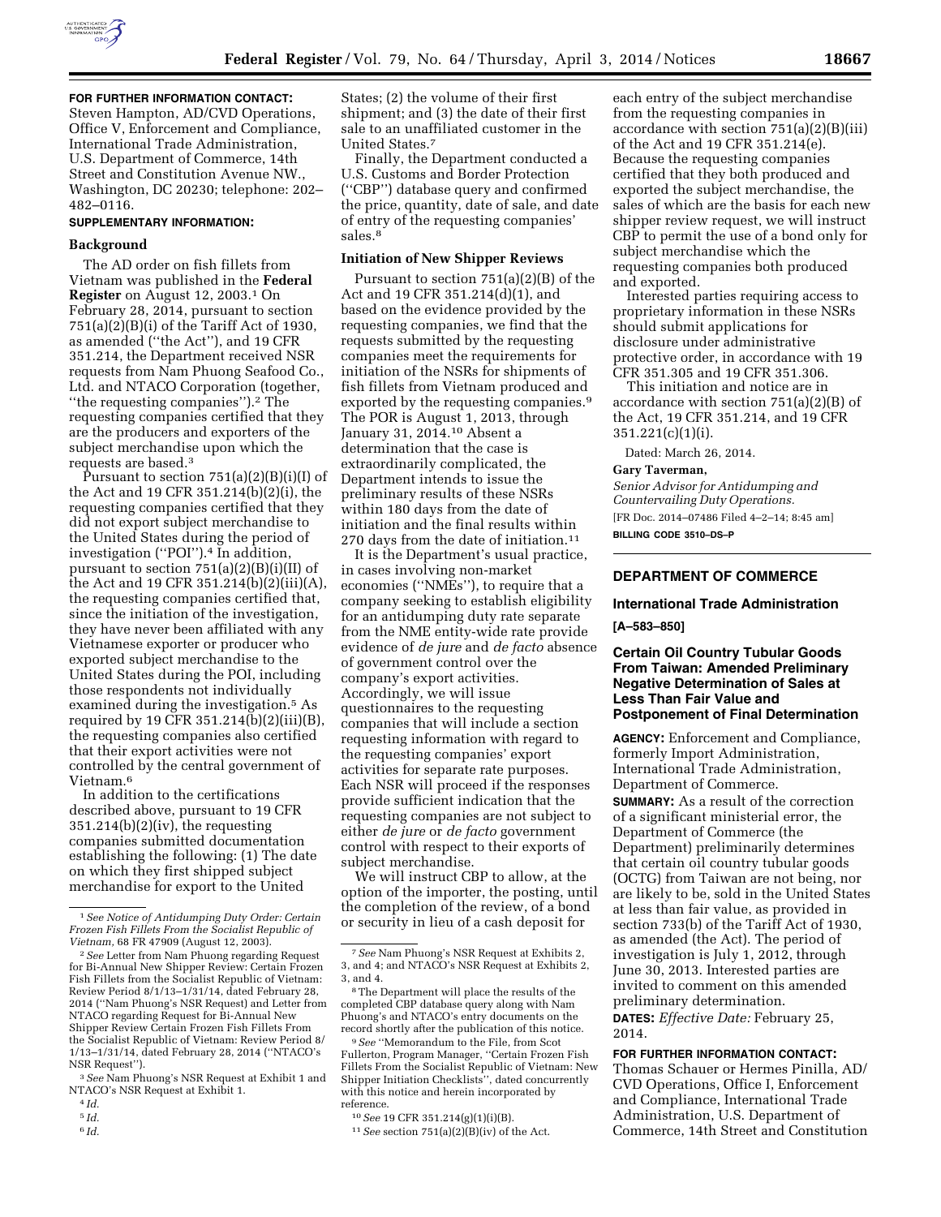**FOR FURTHER INFORMATION CONTACT:** Steven Hampton, AD/CVD Operations, Office V, Enforcement and Compliance, International Trade Administration, U.S. Department of Commerce, 14th Street and Constitution Avenue NW., Washington, DC 20230; telephone: 202–482–0116.

**SUPPLEMENTARY INFORMATION:**

**Background**

The AD order on fish fillets from Vietnam was published in the **Federal Register** on August 12, 2003.[1] On February 28, 2014, pursuant to section 751(a)(2)(B)(i) of the Tariff Act of 1930, as amended (''the Act''), and 19 CFR 351.214, the Department received NSR requests from Nam Phuong Seafood Co., Ltd. and NTACO Corporation (together, ''the requesting companies'').[2] The requesting companies certified that they are the producers and exporters of the subject merchandise upon which the requests are based.[3]

Pursuant to section 751(a)(2)(B)(i)(I) of the Act and 19 CFR 351.214(b)(2)(i), the requesting companies certified that they did not export subject merchandise to the United States during the period of investigation (''POI'').[4] In addition, pursuant to section 751(a)(2)(B)(i)(II) of the Act and 19 CFR 351.214(b)(2)(iii)(A), the requesting companies certified that, since the initiation of the investigation, they have never been affiliated with any Vietnamese exporter or producer who exported subject merchandise to the United States during the POI, including those respondents not individually examined during the investigation.[5] As required by 19 CFR 351.214(b)(2)(iii)(B), the requesting companies also certified that their export activities were not controlled by the central government of Vietnam.[6]

In addition to the certifications described above, pursuant to 19 CFR 351.214(b)(2)(iv), the requesting companies submitted documentation establishing the following: (1) The date on which they first shipped subject merchandise for export to the United States; (2) the volume of their first shipment; and (3) the date of their first sale to an unaffiliated customer in the United States.[7]

Finally, the Department conducted a U.S. Customs and Border Protection (''CBP'') database query and confirmed the price, quantity, date of sale, and date of entry of the requesting companies' sales.[8]

**Initiation of New Shipper Reviews**

Pursuant to section 751(a)(2)(B) of the Act and 19 CFR 351.214(d)(1), and based on the evidence provided by the requesting companies, we find that the requests submitted by the requesting companies meet the requirements for initiation of the NSRs for shipments of fish fillets from Vietnam produced and exported by the requesting companies.[9] The POR is August 1, 2013, through January 31, 2014.[10] Absent a determination that the case is extraordinarily complicated, the Department intends to issue the preliminary results of these NSRs within 180 days from the date of initiation and the final results within 270 days from the date of initiation.[11]

It is the Department's usual practice, in cases involving non-market economies (''NMEs''), to require that a company seeking to establish eligibility for an antidumping duty rate separate from the NME entity-wide rate provide evidence of *de jure* and *de facto* absence of government control over the company's export activities. Accordingly, we will issue questionnaires to the requesting companies that will include a section requesting information with regard to the requesting companies' export activities for separate rate purposes. Each NSR will proceed if the responses provide sufficient indication that the requesting companies are not subject to either *de jure* or *de facto* government control with respect to their exports of subject merchandise.

We will instruct CBP to allow, at the option of the importer, the posting, until the completion of the review, of a bond or security in lieu of a cash deposit for each entry of the subject merchandise from the requesting companies in accordance with section 751(a)(2)(B)(iii) of the Act and 19 CFR 351.214(e). Because the requesting companies certified that they both produced and exported the subject merchandise, the sales of which are the basis for each new shipper review request, we will instruct CBP to permit the use of a bond only for subject merchandise which the requesting companies both produced and exported.

Interested parties requiring access to proprietary information in these NSRs should submit applications for disclosure under administrative protective order, in accordance with 19 CFR 351.305 and 19 CFR 351.306.

This initiation and notice are in accordance with section 751(a)(2)(B) of the Act, 19 CFR 351.214, and 19 CFR 351.221(c)(1)(i).

Dated: March 26, 2014.

**Gary Taverman,**

*Senior Advisor for Antidumping and Countervailing Duty Operations.*

[FR Doc. 2014–07486 Filed 4–2–14; 8:45 am]

**BILLING CODE 3510–DS–P**

---

[1] *See Notice of Antidumping Duty Order: Certain Frozen Fish Fillets From the Socialist Republic of Vietnam*, 68 FR 47909 (August 12, 2003).

[2] *See* Letter from Nam Phuong regarding Request for Bi-Annual New Shipper Review: Certain Frozen Fish Fillets from the Socialist Republic of Vietnam: Review Period 8/1/13–1/31/14, dated February 28, 2014 (''Nam Phuong's NSR Request) and Letter from NTACO regarding Request for Bi-Annual New Shipper Review Certain Frozen Fish Fillets From the Socialist Republic of Vietnam: Review Period 8/1/13–1/31/14, dated February 28, 2014 (''NTACO's NSR Request'').

[3] *See* Nam Phuong's NSR Request at Exhibit 1 and NTACO's NSR Request at Exhibit 1.

[4] *Id.*

[5] *Id.*

[6] *Id.*

[7] *See* Nam Phuong's NSR Request at Exhibits 2, 3, and 4; and NTACO's NSR Request at Exhibits 2, 3, and 4.

[8] The Department will place the results of the completed CBP database query along with Nam Phuong's and NTACO's entry documents on the record shortly after the publication of this notice.

[9] *See* ''Memorandum to the File, from Scot Fullerton, Program Manager, ''Certain Frozen Fish Fillets From the Socialist Republic of Vietnam: New Shipper Initiation Checklists'', dated concurrently with this notice and herein incorporated by reference.

[10] *See* 19 CFR 351.214(g)(1)(i)(B).

[11] *See* section 751(a)(2)(B)(iv) of the Act.

---

## DEPARTMENT OF COMMERCE

### International Trade Administration

**[A–583–850]**

### Certain Oil Country Tubular Goods From Taiwan: Amended Preliminary Negative Determination of Sales at Less Than Fair Value and Postponement of Final Determination

**AGENCY:** Enforcement and Compliance, formerly Import Administration, International Trade Administration, Department of Commerce.

**SUMMARY:** As a result of the correction of a significant ministerial error, the Department of Commerce (the Department) preliminarily determines that certain oil country tubular goods (OCTG) from Taiwan are not being, nor are likely to be, sold in the United States at less than fair value, as provided in section 733(b) of the Tariff Act of 1930, as amended (the Act). The period of investigation is July 1, 2012, through June 30, 2013. Interested parties are invited to comment on this amended preliminary determination.

**DATES:** *Effective Date:* February 25, 2014.

**FOR FURTHER INFORMATION CONTACT:** Thomas Schauer or Hermes Pinilla, AD/CVD Operations, Office I, Enforcement and Compliance, International Trade Administration, U.S. Department of Commerce, 14th Street and Constitution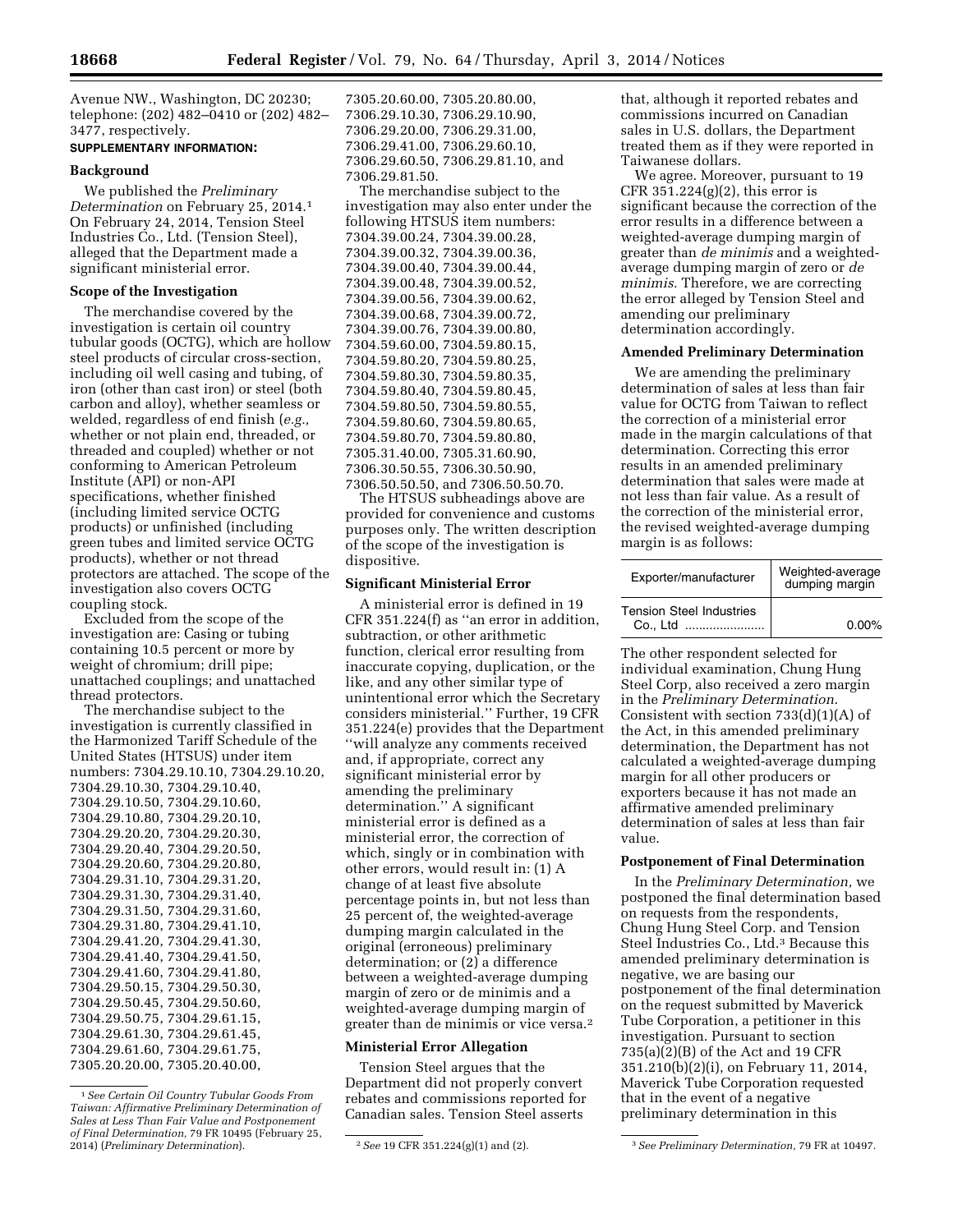Avenue NW., Washington, DC 20230; telephone: (202) 482–0410 or (202) 482–3477, respectively.

**SUPPLEMENTARY INFORMATION:**

**Background**

We published the *Preliminary Determination* on February 25, 2014.[1] On February 24, 2014, Tension Steel Industries Co., Ltd. (Tension Steel), alleged that the Department made a significant ministerial error.

**Scope of the Investigation**

The merchandise covered by the investigation is certain oil country tubular goods (OCTG), which are hollow steel products of circular cross-section, including oil well casing and tubing, of iron (other than cast iron) or steel (both carbon and alloy), whether seamless or welded, regardless of end finish (*e.g.,* whether or not plain end, threaded, or threaded and coupled) whether or not conforming to American Petroleum Institute (API) or non-API specifications, whether finished (including limited service OCTG products) or unfinished (including green tubes and limited service OCTG products), whether or not thread protectors are attached. The scope of the investigation also covers OCTG coupling stock.

Excluded from the scope of the investigation are: Casing or tubing containing 10.5 percent or more by weight of chromium; drill pipe; unattached couplings; and unattached thread protectors.

The merchandise subject to the investigation is currently classified in the Harmonized Tariff Schedule of the United States (HTSUS) under item numbers: 7304.29.10.10, 7304.29.10.20, 7304.29.10.30, 7304.29.10.40, 7304.29.10.50, 7304.29.10.60, 7304.29.10.80, 7304.29.20.10, 7304.29.20.20, 7304.29.20.30, 7304.29.20.40, 7304.29.20.50, 7304.29.20.60, 7304.29.20.80, 7304.29.31.10, 7304.29.31.20, 7304.29.31.30, 7304.29.31.40, 7304.29.31.50, 7304.29.31.60, 7304.29.31.80, 7304.29.41.10, 7304.29.41.20, 7304.29.41.30, 7304.29.41.40, 7304.29.41.50, 7304.29.41.60, 7304.29.41.80, 7304.29.50.15, 7304.29.50.30, 7304.29.50.45, 7304.29.50.60, 7304.29.50.75, 7304.29.61.15, 7304.29.61.30, 7304.29.61.45, 7304.29.61.60, 7304.29.61.75, 7305.20.20.00, 7305.20.40.00, 7305.20.60.00, 7305.20.80.00, 7306.29.10.30, 7306.29.10.90, 7306.29.20.00, 7306.29.31.00, 7306.29.41.00, 7306.29.60.10, 7306.29.60.50, 7306.29.81.10, and 7306.29.81.50.

The merchandise subject to the investigation may also enter under the following HTSUS item numbers: 7304.39.00.24, 7304.39.00.28, 7304.39.00.32, 7304.39.00.36, 7304.39.00.40, 7304.39.00.44, 7304.39.00.48, 7304.39.00.52, 7304.39.00.56, 7304.39.00.62, 7304.39.00.68, 7304.39.00.72, 7304.39.00.76, 7304.39.00.80, 7304.59.60.00, 7304.59.80.15, 7304.59.80.20, 7304.59.80.25, 7304.59.80.30, 7304.59.80.35, 7304.59.80.40, 7304.59.80.45, 7304.59.80.50, 7304.59.80.55, 7304.59.80.60, 7304.59.80.65, 7304.59.80.70, 7304.59.80.80, 7305.31.40.00, 7305.31.60.90, 7306.30.50.55, 7306.30.50.90, 7306.50.50.50, and 7306.50.50.70.

The HTSUS subheadings above are provided for convenience and customs purposes only. The written description of the scope of the investigation is dispositive.

**Significant Ministerial Error**

A ministerial error is defined in 19 CFR 351.224(f) as ''an error in addition, subtraction, or other arithmetic function, clerical error resulting from inaccurate copying, duplication, or the like, and any other similar type of unintentional error which the Secretary considers ministerial.'' Further, 19 CFR 351.224(e) provides that the Department ''will analyze any comments received and, if appropriate, correct any significant ministerial error by amending the preliminary determination.'' A significant ministerial error is defined as a ministerial error, the correction of which, singly or in combination with other errors, would result in: (1) A change of at least five absolute percentage points in, but not less than 25 percent of, the weighted-average dumping margin calculated in the original (erroneous) preliminary determination; or (2) a difference between a weighted-average dumping margin of zero or de minimis and a weighted-average dumping margin of greater than de minimis or vice versa.[2]

**Ministerial Error Allegation**

Tension Steel argues that the Department did not properly convert rebates and commissions reported for Canadian sales. Tension Steel asserts that, although it reported rebates and commissions incurred on Canadian sales in U.S. dollars, the Department treated them as if they were reported in Taiwanese dollars.

We agree. Moreover, pursuant to 19 CFR 351.224(g)(2), this error is significant because the correction of the error results in a difference between a weighted-average dumping margin of greater than *de minimis* and a weighted-average dumping margin of zero or *de minimis*. Therefore, we are correcting the error alleged by Tension Steel and amending our preliminary determination accordingly.

**Amended Preliminary Determination**

We are amending the preliminary determination of sales at less than fair value for OCTG from Taiwan to reflect the correction of a ministerial error made in the margin calculations of that determination. Correcting this error results in an amended preliminary determination that sales were made at not less than fair value. As a result of the correction of the ministerial error, the revised weighted-average dumping margin is as follows:

| Exporter/manufacturer | Weighted-average dumping margin |
|---|---|
| Tension Steel Industries Co., Ltd ....................... | 0.00% |

The other respondent selected for individual examination, Chung Hung Steel Corp, also received a zero margin in the *Preliminary Determination*. Consistent with section 733(d)(1)(A) of the Act, in this amended preliminary determination, the Department has not calculated a weighted-average dumping margin for all other producers or exporters because it has not made an affirmative amended preliminary determination of sales at less than fair value.

**Postponement of Final Determination**

In the *Preliminary Determination,* we postponed the final determination based on requests from the respondents, Chung Hung Steel Corp. and Tension Steel Industries Co., Ltd.[3] Because this amended preliminary determination is negative, we are basing our postponement of the final determination on the request submitted by Maverick Tube Corporation, a petitioner in this investigation. Pursuant to section 735(a)(2)(B) of the Act and 19 CFR 351.210(b)(2)(i), on February 11, 2014, Maverick Tube Corporation requested that in the event of a negative preliminary determination in this

---

[1] *See Certain Oil Country Tubular Goods From Taiwan: Affirmative Preliminary Determination of Sales at Less Than Fair Value and Postponement of Final Determination,* 79 FR 10495 (February 25, 2014) (*Preliminary Determination*).

[2] *See* 19 CFR 351.224(g)(1) and (2).

[3] *See Preliminary Determination,* 79 FR at 10497.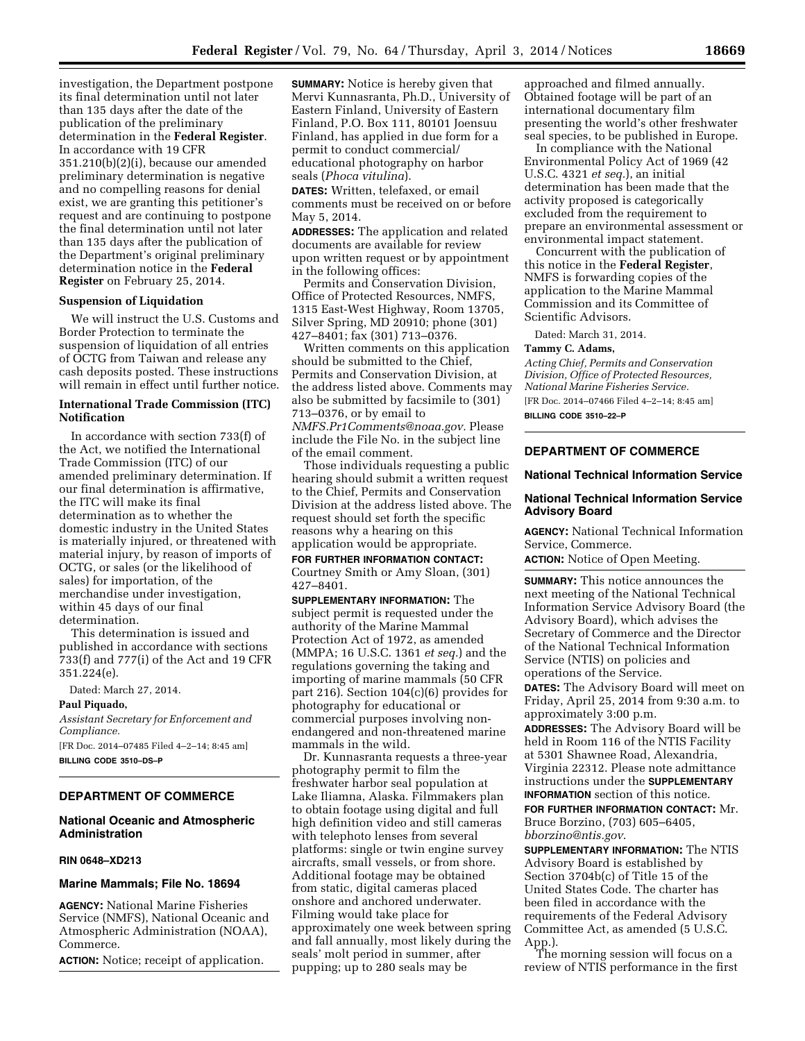investigation, the Department postpone its final determination until not later than 135 days after the date of the publication of the preliminary determination in the **Federal Register**. In accordance with 19 CFR 351.210(b)(2)(i), because our amended preliminary determination is negative and no compelling reasons for denial exist, we are granting this petitioner's request and are continuing to postpone the final determination until not later than 135 days after the publication of the Department's original preliminary determination notice in the **Federal Register** on February 25, 2014.

### Suspension of Liquidation

We will instruct the U.S. Customs and Border Protection to terminate the suspension of liquidation of all entries of OCTG from Taiwan and release any cash deposits posted. These instructions will remain in effect until further notice.

### International Trade Commission (ITC) Notification

In accordance with section 733(f) of the Act, we notified the International Trade Commission (ITC) of our amended preliminary determination. If our final determination is affirmative, the ITC will make its final determination as to whether the domestic industry in the United States is materially injured, or threatened with material injury, by reason of imports of OCTG, or sales (or the likelihood of sales) for importation, of the merchandise under investigation, within 45 days of our final determination.

This determination is issued and published in accordance with sections 733(f) and 777(i) of the Act and 19 CFR 351.224(e).

Dated: March 27, 2014.

**Paul Piquado,**

*Assistant Secretary for Enforcement and Compliance.*

[FR Doc. 2014–07485 Filed 4–2–14; 8:45 am]

**BILLING CODE 3510–DS–P**

---

## DEPARTMENT OF COMMERCE

### National Oceanic and Atmospheric Administration

**RIN 0648–XD213**

### Marine Mammals; File No. 18694

**AGENCY:** National Marine Fisheries Service (NMFS), National Oceanic and Atmospheric Administration (NOAA), Commerce.

**ACTION:** Notice; receipt of application.

**SUMMARY:** Notice is hereby given that Mervi Kunnasranta, Ph.D., University of Eastern Finland, University of Eastern Finland, P.O. Box 111, 80101 Joensuu Finland, has applied in due form for a permit to conduct commercial/educational photography on harbor seals (*Phoca vitulina*).

**DATES:** Written, telefaxed, or email comments must be received on or before May 5, 2014.

**ADDRESSES:** The application and related documents are available for review upon written request or by appointment in the following offices:

Permits and Conservation Division, Office of Protected Resources, NMFS, 1315 East-West Highway, Room 13705, Silver Spring, MD 20910; phone (301) 427–8401; fax (301) 713–0376.

Written comments on this application should be submitted to the Chief, Permits and Conservation Division, at the address listed above. Comments may also be submitted by facsimile to (301) 713–0376, or by email to *NMFS.Pr1Comments@noaa.gov*. Please include the File No. in the subject line of the email comment.

Those individuals requesting a public hearing should submit a written request to the Chief, Permits and Conservation Division at the address listed above. The request should set forth the specific reasons why a hearing on this application would be appropriate.

**FOR FURTHER INFORMATION CONTACT:** Courtney Smith or Amy Sloan, (301) 427–8401.

**SUPPLEMENTARY INFORMATION:** The subject permit is requested under the authority of the Marine Mammal Protection Act of 1972, as amended (MMPA; 16 U.S.C. 1361 *et seq.*) and the regulations governing the taking and importing of marine mammals (50 CFR part 216). Section 104(c)(6) provides for photography for educational or commercial purposes involving non-endangered and non-threatened marine mammals in the wild.

Dr. Kunnasranta requests a three-year photography permit to film the freshwater harbor seal population at Lake Iliamna, Alaska. Filmmakers plan to obtain footage using digital and full high definition video and still cameras with telephoto lenses from several platforms: single or twin engine survey aircrafts, small vessels, or from shore. Additional footage may be obtained from static, digital cameras placed onshore and anchored underwater. Filming would take place for approximately one week between spring and fall annually, most likely during the seals' molt period in summer, after pupping; up to 280 seals may be approached and filmed annually. Obtained footage will be part of an international documentary film presenting the world's other freshwater seal species, to be published in Europe.

In compliance with the National Environmental Policy Act of 1969 (42 U.S.C. 4321 *et seq.*), an initial determination has been made that the activity proposed is categorically excluded from the requirement to prepare an environmental assessment or environmental impact statement.

Concurrent with the publication of this notice in the **Federal Register**, NMFS is forwarding copies of the application to the Marine Mammal Commission and its Committee of Scientific Advisors.

Dated: March 31, 2014.

**Tammy C. Adams,**

*Acting Chief, Permits and Conservation Division, Office of Protected Resources, National Marine Fisheries Service.*

[FR Doc. 2014–07466 Filed 4–2–14; 8:45 am]

**BILLING CODE 3510–22–P**

---

## DEPARTMENT OF COMMERCE

### National Technical Information Service

### National Technical Information Service Advisory Board

**AGENCY:** National Technical Information Service, Commerce.

**ACTION:** Notice of Open Meeting.

**SUMMARY:** This notice announces the next meeting of the National Technical Information Service Advisory Board (the Advisory Board), which advises the Secretary of Commerce and the Director of the National Technical Information Service (NTIS) on policies and operations of the Service.

**DATES:** The Advisory Board will meet on Friday, April 25, 2014 from 9:30 a.m. to approximately 3:00 p.m.

**ADDRESSES:** The Advisory Board will be held in Room 116 of the NTIS Facility at 5301 Shawnee Road, Alexandria, Virginia 22312. Please note admittance instructions under the **SUPPLEMENTARY INFORMATION** section of this notice.

**FOR FURTHER INFORMATION CONTACT:** Mr. Bruce Borzino, (703) 605–6405, *bborzino@ntis.gov*.

**SUPPLEMENTARY INFORMATION:** The NTIS Advisory Board is established by Section 3704b(c) of Title 15 of the United States Code. The charter has been filed in accordance with the requirements of the Federal Advisory Committee Act, as amended (5 U.S.C. App.).

The morning session will focus on a review of NTIS performance in the first